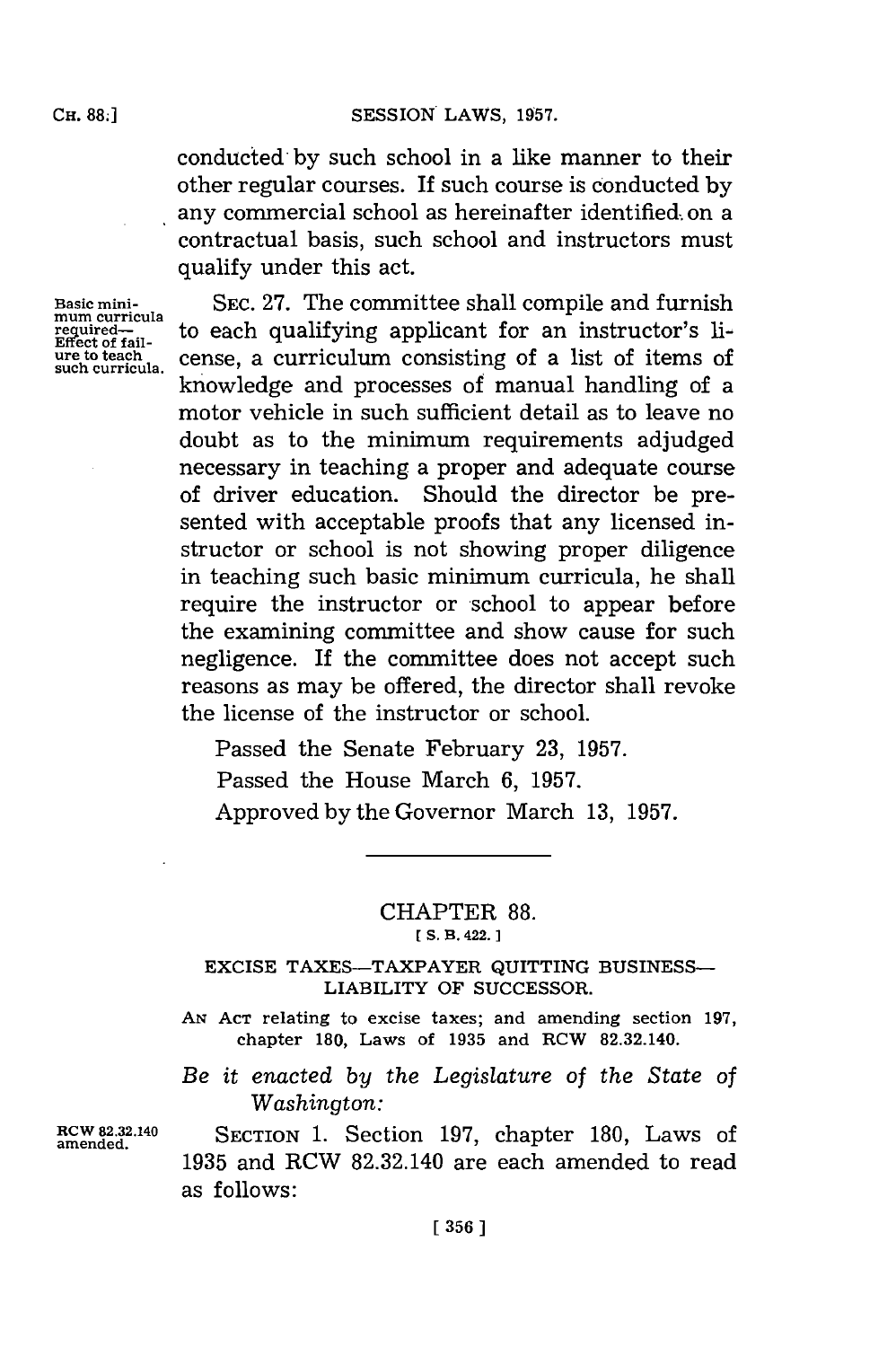conducted by such school in a like manner to their other regular courses. If such course is conducted by any commercial school as hereinafter identified on a contractual basis, such school and instructors must qualify under this act.

Basic minimum curricula required—Effect of failure to teach such curricula.

SEC. 27. The committee shall compile and furnish to each qualifying applicant for an instructor's license, a curriculum consisting of a list of items of knowledge and processes of manual handling of a motor vehicle in such sufficient detail as to leave no doubt as to the minimum requirements adjudged necessary in teaching a proper and adequate course of driver education. Should the director be presented with acceptable proofs that any licensed instructor or school is not showing proper diligence in teaching such basic minimum curricula, he shall require the instructor or school to appear before the examining committee and show cause for such negligence. If the committee does not accept such reasons as may be offered, the director shall revoke the license of the instructor or school.

Passed the Senate February 23, 1957.

Passed the House March 6, 1957.

Approved by the Governor March 13, 1957.

---

## CHAPTER 88.

[ S. B. 422. ]

### EXCISE TAXES—TAXPAYER QUITTING BUSINESS—LIABILITY OF SUCCESSOR.

AN ACT relating to excise taxes; and amending section 197, chapter 180, Laws of 1935 and RCW 82.32.140.

*Be it enacted by the Legislature of the State of Washington:*

RCW 82.32.140 amended.

SECTION 1. Section 197, chapter 180, Laws of 1935 and RCW 82.32.140 are each amended to read as follows: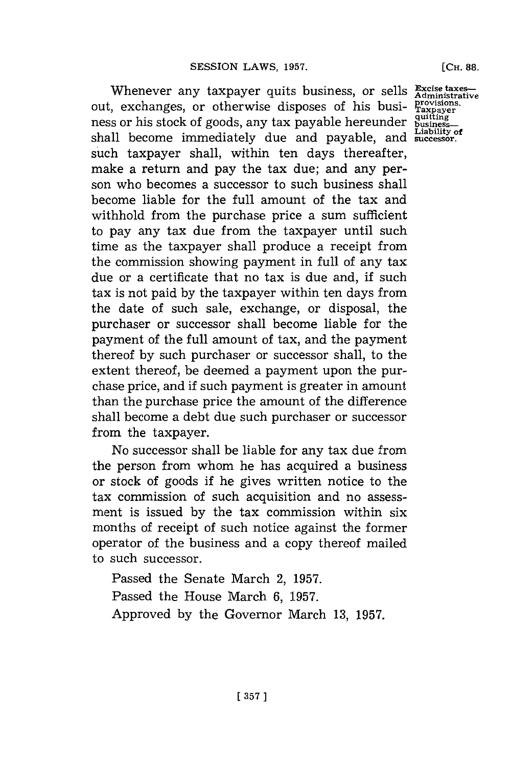Whenever any taxpayer quits business, or sells out, exchanges, or otherwise disposes of his business or his stock of goods, any tax payable hereunder shall become immediately due and payable, and such taxpayer shall, within ten days thereafter, make a return and pay the tax due; and any person who becomes a successor to such business shall become liable for the full amount of the tax and withhold from the purchase price a sum sufficient to pay any tax due from the taxpayer until such time as the taxpayer shall produce a receipt from the commission showing payment in full of any tax due or a certificate that no tax is due and, if such tax is not paid by the taxpayer within ten days from the date of such sale, exchange, or disposal, the purchaser or successor shall become liable for the payment of the full amount of tax, and the payment thereof by such purchaser or successor shall, to the extent thereof, be deemed a payment upon the purchase price, and if such payment is greater in amount than the purchase price the amount of the difference shall become a debt due such purchaser or successor from the taxpayer.

Excise taxes—Administrative provisions. Taxpayer quitting business—Liability of successor.

No successor shall be liable for any tax due from the person from whom he has acquired a business or stock of goods if he gives written notice to the tax commission of such acquisition and no assessment is issued by the tax commission within six months of receipt of such notice against the former operator of the business and a copy thereof mailed to such successor.

Passed the Senate March 2, 1957.

Passed the House March 6, 1957.

Approved by the Governor March 13, 1957.